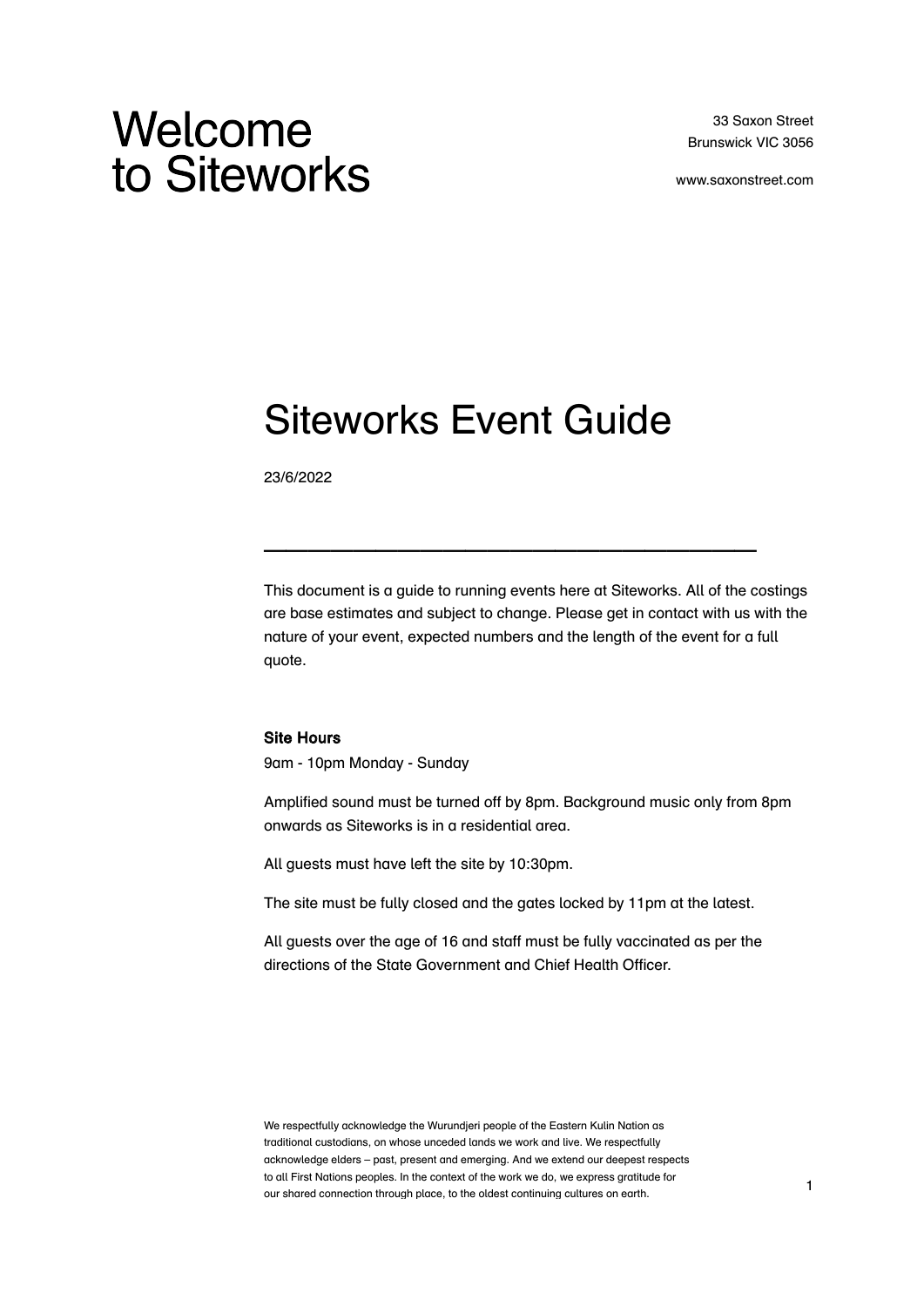# Welcome to Siteworks

33 Saxon Street
Brunswick VIC 3056

www.saxonstreet.com

## Siteworks Event Guide

23/6/2022

---

This document is a guide to running events here at Siteworks. All of the costings are base estimates and subject to change. Please get in contact with us with the nature of your event, expected numbers and the length of the event for a full quote.

**Site Hours**

9am - 10pm Monday - Sunday

Amplified sound must be turned off by 8pm. Background music only from 8pm onwards as Siteworks is in a residential area.

All guests must have left the site by 10:30pm.

The site must be fully closed and the gates locked by 11pm at the latest.

All guests over the age of 16 and staff must be fully vaccinated as per the directions of the State Government and Chief Health Officer.

We respectfully acknowledge the Wurundjeri people of the Eastern Kulin Nation as traditional custodians, on whose unceded lands we work and live. We respectfully acknowledge elders – past, present and emerging. And we extend our deepest respects to all First Nations peoples. In the context of the work we do, we express gratitude for our shared connection through place, to the oldest continuing cultures on earth.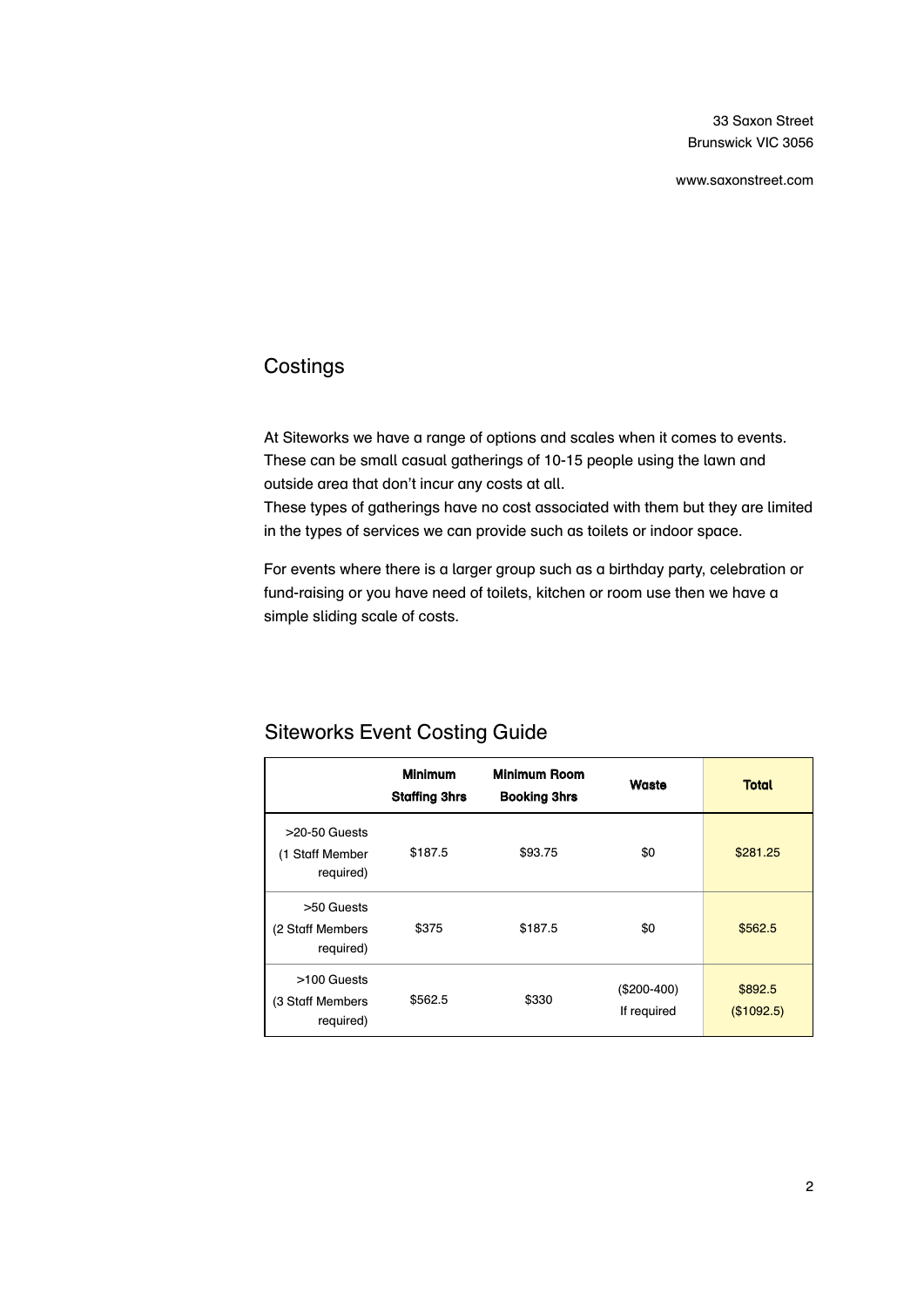33 Saxon Street
Brunswick VIC 3056

www.saxonstreet.com

## Costings

At Siteworks we have a range of options and scales when it comes to events. These can be small casual gatherings of 10-15 people using the lawn and outside area that don't incur any costs at all.
These types of gatherings have no cost associated with them but they are limited in the types of services we can provide such as toilets or indoor space.

For events where there is a larger group such as a birthday party, celebration or fund-raising or you have need of toilets, kitchen or room use then we have a simple sliding scale of costs.

## Siteworks Event Costing Guide

| | **Minimum Staffing 3hrs** | **Minimum Room Booking 3hrs** | **Waste** | **Total** |
|---|---|---|---|---|
| >20-50 Guests (1 Staff Member required) | $187.5 | $93.75 | $0 | $281.25 |
| >50 Guests (2 Staff Members required) | $375 | $187.5 | $0 | $562.5 |
| >100 Guests (3 Staff Members required) | $562.5 | $330 | ($200-400) If required | $892.5 ($1092.5) |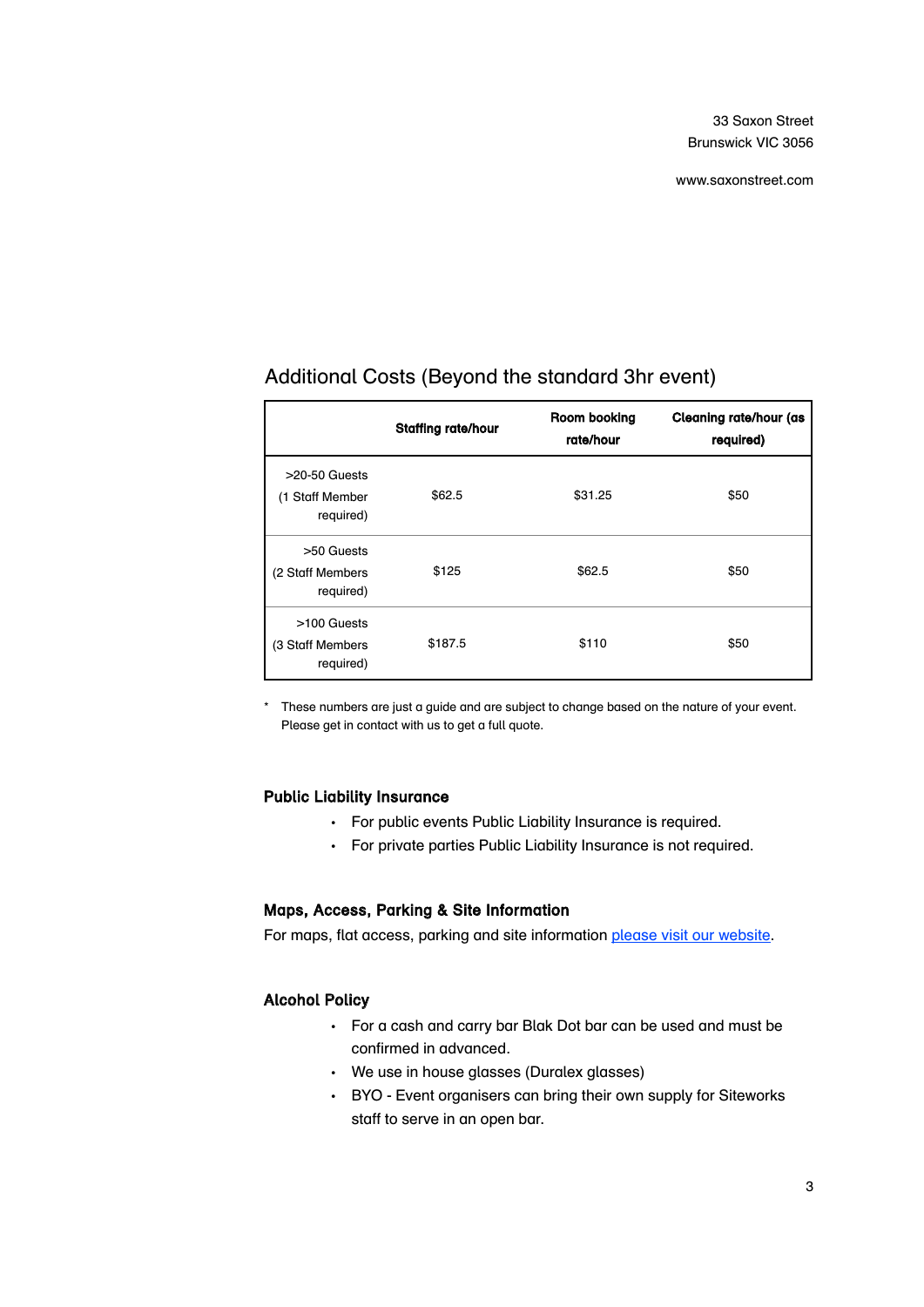33 Saxon Street
Brunswick VIC 3056

www.saxonstreet.com

## Additional Costs (Beyond the standard 3hr event)

| | Staffing rate/hour | Room booking rate/hour | Cleaning rate/hour (as required) |
|---|---|---|---|
| >20-50 Guests (1 Staff Member required) | $62.5 | $31.25 | $50 |
| >50 Guests (2 Staff Members required) | $125 | $62.5 | $50 |
| >100 Guests (3 Staff Members required) | $187.5 | $110 | $50 |

\* These numbers are just a guide and are subject to change based on the nature of your event. Please get in contact with us to get a full quote.

### Public Liability Insurance

- For public events Public Liability Insurance is required.
- For private parties Public Liability Insurance is not required.

### Maps, Access, Parking & Site Information

For maps, flat access, parking and site information [please visit our website](www.saxonstreet.com).

### Alcohol Policy

- For a cash and carry bar Blak Dot bar can be used and must be confirmed in advanced.
- We use in house glasses (Duralex glasses)
- BYO - Event organisers can bring their own supply for Siteworks staff to serve in an open bar.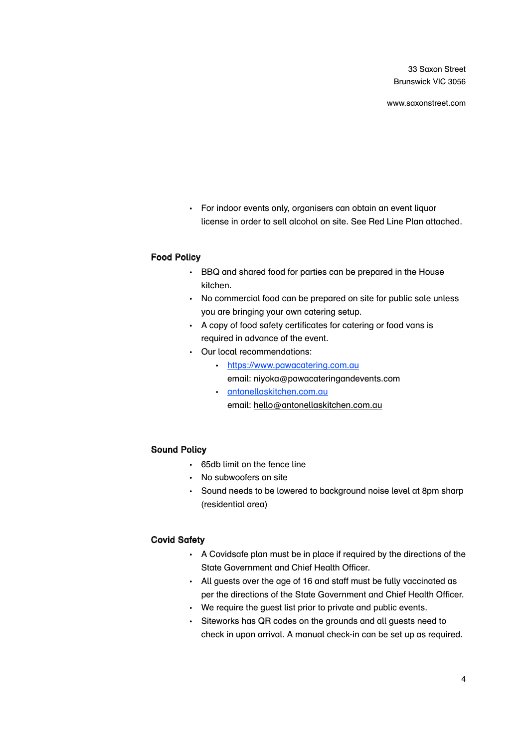33 Saxon Street
Brunswick VIC 3056

www.saxonstreet.com

- For indoor events only, organisers can obtain an event liquor license in order to sell alcohol on site. See Red Line Plan attached.

### Food Policy

- BBQ and shared food for parties can be prepared in the House kitchen.
- No commercial food can be prepared on site for public sale unless you are bringing your own catering setup.
- A copy of food safety certificates for catering or food vans is required in advance of the event.
- Our local recommendations:
  - [https://www.pawacatering.com.au](https://www.pawacatering.com.au)
    email: niyoka@pawacateringandevents.com
  - [antonellaskitchen.com.au](antonellaskitchen.com.au)
    email: hello@antonellaskitchen.com.au

### Sound Policy

- 65db limit on the fence line
- No subwoofers on site
- Sound needs to be lowered to background noise level at 8pm sharp (residential area)

### Covid Safety

- A Covidsafe plan must be in place if required by the directions of the State Government and Chief Health Officer.
- All guests over the age of 16 and staff must be fully vaccinated as per the directions of the State Government and Chief Health Officer.
- We require the guest list prior to private and public events.
- Siteworks has QR codes on the grounds and all guests need to check in upon arrival. A manual check-in can be set up as required.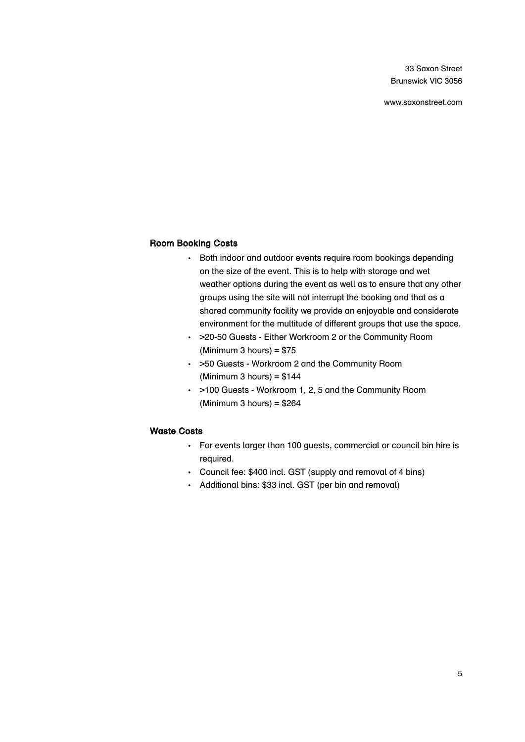33 Saxon Street
Brunswick VIC 3056

www.saxonstreet.com

### Room Booking Costs

- Both indoor and outdoor events require room bookings depending on the size of the event. This is to help with storage and wet weather options during the event as well as to ensure that any other groups using the site will not interrupt the booking and that as a shared community facility we provide an enjoyable and considerate environment for the multitude of different groups that use the space.
- >20-50 Guests - Either Workroom 2 or the Community Room (Minimum 3 hours) = $75
- >50 Guests - Workroom 2 and the Community Room (Minimum 3 hours) = $144
- >100 Guests - Workroom 1, 2, 5 and the Community Room (Minimum 3 hours) = $264

### Waste Costs

- For events larger than 100 guests, commercial or council bin hire is required.
- Council fee: $400 incl. GST (supply and removal of 4 bins)
- Additional bins: $33 incl. GST (per bin and removal)